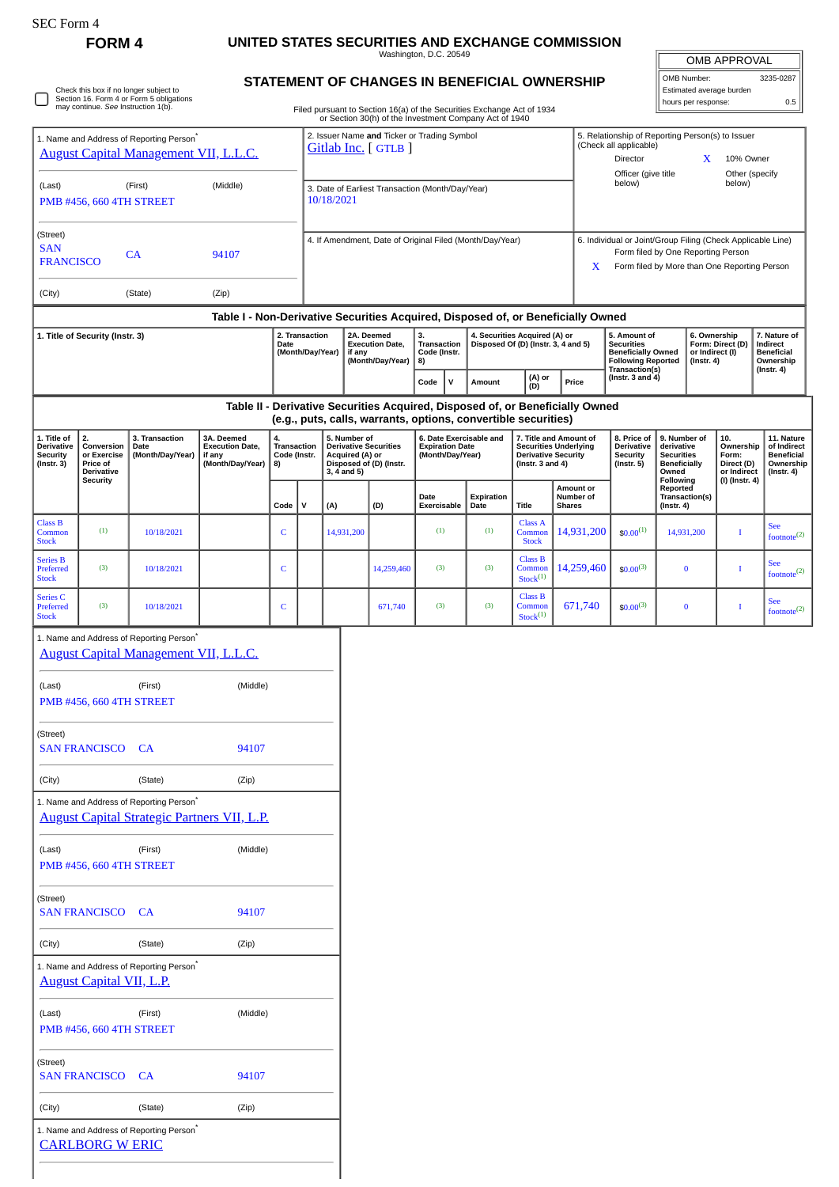SEC Form 4

**FORM 4**

# UNITED STATES SECURITIES AND EXCHANGE COMMISSION

Washington, D.C. 20549

## STATEMENT OF CHANGES IN BENEFICIAL OWNERSHIP

Filed pursuant to Section 16(a) of the Securities Exchange Act of 1934 or Section 30(h) of the Investment Company Act of 1940

| OMB APPROVAL | |
|---|---|
| OMB Number: | 3235-0287 |
| Estimated average burden | |
| hours per response: | 0.5 |

☐ Check this box if no longer subject to Section 16. Form 4 or Form 5 obligations may continue. *See* Instruction 1(b).

1. Name and Address of Reporting Person*
August Capital Management VII, L.L.C.

(Last) (First) (Middle)
PMB #456, 660 4TH STREET

(Street)
SAN FRANCISCO CA 94107

(City) (State) (Zip)

2. Issuer Name **and** Ticker or Trading Symbol
Gitlab Inc. [ GTLB ]

3. Date of Earliest Transaction (Month/Day/Year)
10/18/2021

4. If Amendment, Date of Original Filed (Month/Day/Year)

5. Relationship of Reporting Person(s) to Issuer (Check all applicable)
Director
X 10% Owner
Officer (give title below)
Other (specify below)

6. Individual or Joint/Group Filing (Check Applicable Line)
Form filed by One Reporting Person
X Form filed by More than One Reporting Person

### Table I - Non-Derivative Securities Acquired, Disposed of, or Beneficially Owned

| 1. Title of Security (Instr. 3) | 2. Transaction Date (Month/Day/Year) | 2A. Deemed Execution Date, if any (Month/Day/Year) | 3. Transaction Code (Instr. 8) | | 4. Securities Acquired (A) or Disposed Of (D) (Instr. 3, 4 and 5) | | | 5. Amount of Securities Beneficially Owned Following Reported Transaction(s) (Instr. 3 and 4) | 6. Ownership Form: Direct (D) or Indirect (I) (Instr. 4) | 7. Nature of Indirect Beneficial Ownership (Instr. 4) |
|---|---|---|---|---|---|---|---|---|---|---|
| | | | Code | V | Amount | (A) or (D) | Price | | | |

### Table II - Derivative Securities Acquired, Disposed of, or Beneficially Owned (e.g., puts, calls, warrants, options, convertible securities)

| 1. Title of Derivative Security (Instr. 3) | 2. Conversion or Exercise Price of Derivative Security | 3. Transaction Date (Month/Day/Year) | 3A. Deemed Execution Date, if any (Month/Day/Year) | 4. Transaction Code (Instr. 8) | | 5. Number of Derivative Securities Acquired (A) or Disposed of (D) (Instr. 3, 4 and 5) | | 6. Date Exercisable and Expiration Date (Month/Day/Year) | | 7. Title and Amount of Securities Underlying Derivative Security (Instr. 3 and 4) | | 8. Price of Derivative Security (Instr. 5) | 9. Number of derivative Securities Beneficially Owned Following Reported Transaction(s) (Instr. 4) | 10. Ownership Form: Direct (D) or Indirect (I) (Instr. 4) | 11. Nature of Indirect Beneficial Ownership (Instr. 4) |
|---|---|---|---|---|---|---|---|---|---|---|---|---|---|---|---|
| | | | | Code | V | (A) | (D) | Date Exercisable | Expiration Date | Title | Amount or Number of Shares | | | | |
| Class B Common Stock | (1) | 10/18/2021 | | C | | 14,931,200 | | (1) | (1) | Class A Common Stock | 14,931,200 | $0.00(1) | 14,931,200 | I | See footnote(2) |
| Series B Preferred Stock | (3) | 10/18/2021 | | C | | | 14,259,460 | (3) | (3) | Class B Common Stock(1) | 14,259,460 | $0.00(3) | 0 | I | See footnote(2) |
| Series C Preferred Stock | (3) | 10/18/2021 | | C | | | 671,740 | (3) | (3) | Class B Common Stock(1) | 671,740 | $0.00(3) | 0 | I | See footnote(2) |

1. Name and Address of Reporting Person*
August Capital Management VII, L.L.C.

(Last) (First) (Middle)
PMB #456, 660 4TH STREET

(Street)
SAN FRANCISCO CA 94107

(City) (State) (Zip)

1. Name and Address of Reporting Person*
August Capital Strategic Partners VII, L.P.

(Last) (First) (Middle)
PMB #456, 660 4TH STREET

(Street)
SAN FRANCISCO CA 94107

(City) (State) (Zip)

1. Name and Address of Reporting Person*
August Capital VII, L.P.

(Last) (First) (Middle)
PMB #456, 660 4TH STREET

(Street)
SAN FRANCISCO CA 94107

(City) (State) (Zip)

1. Name and Address of Reporting Person*
CARLBORG W ERIC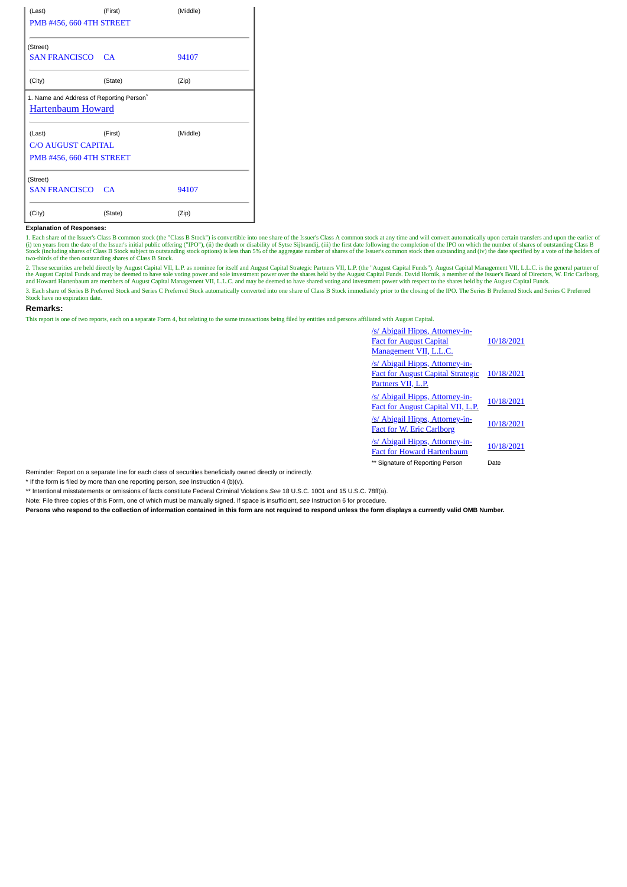| (Last) | (First) | (Middle) |
|---|---|---|
| PMB #456, 660 4TH STREET | | |
| (Street) | | |
| SAN FRANCISCO | CA | 94107 |
| (City) | (State) | (Zip) |

1. Name and Address of Reporting Person*

Hartenbaum Howard

| (Last) | (First) | (Middle) |
|---|---|---|
| C/O AUGUST CAPITAL | | |
| PMB #456, 660 4TH STREET | | |
| (Street) | | |
| SAN FRANCISCO | CA | 94107 |
| (City) | (State) | (Zip) |

**Explanation of Responses:**

1. Each share of the Issuer's Class B common stock (the "Class B Stock") is convertible into one share of the Issuer's Class A common stock at any time and will convert automatically upon certain transfers and upon the earlier of (i) ten years from the date of the Issuer's initial public offering ("IPO"), (ii) the death or disability of Sytse Sijbrandij, (iii) the first date following the completion of the IPO on which the number of shares of outstanding Class B Stock (including shares of Class B Stock subject to outstanding stock options) is less than 5% of the aggregate number of shares of the Issuer's common stock then outstanding and (iv) the date specified by a vote of the holders of two-thirds of the then outstanding shares of Class B Stock.

2. These securities are held directly by August Capital VII, L.P. as nominee for itself and August Capital Strategic Partners VII, L.P. (the "August Capital Funds"). August Capital Management VII, L.L.C. is the general partner of the August Capital Funds and may be deemed to have sole voting power and sole investment power over the shares held by the August Capital Funds. David Hornik, a member of the Issuer's Board of Directors, W. Eric Carlborg, and Howard Hartenbaum are members of August Capital Management VII, L.L.C. and may be deemed to have shared voting and investment power with respect to the shares held by the August Capital Funds.

3. Each share of Series B Preferred Stock and Series C Preferred Stock automatically converted into one share of Class B Stock immediately prior to the closing of the IPO. The Series B Preferred Stock and Series C Preferred Stock have no expiration date.

**Remarks:**

This report is one of two reports, each on a separate Form 4, but relating to the same transactions being filed by entities and persons affiliated with August Capital.

| ** Signature of Reporting Person | Date |
|---|---|
| /s/ Abigail Hipps, Attorney-in-Fact for August Capital Management VII, L.L.C. | 10/18/2021 |
| /s/ Abigail Hipps, Attorney-in-Fact for August Capital Strategic Partners VII, L.P. | 10/18/2021 |
| /s/ Abigail Hipps, Attorney-in-Fact for August Capital VII, L.P. | 10/18/2021 |
| /s/ Abigail Hipps, Attorney-in-Fact for W. Eric Carlborg | 10/18/2021 |
| /s/ Abigail Hipps, Attorney-in-Fact for Howard Hartenbaum | 10/18/2021 |

Reminder: Report on a separate line for each class of securities beneficially owned directly or indirectly.

\* If the form is filed by more than one reporting person, *see* Instruction 4 (b)(v).

** Intentional misstatements or omissions of facts constitute Federal Criminal Violations *See* 18 U.S.C. 1001 and 15 U.S.C. 78ff(a).

Note: File three copies of this Form, one of which must be manually signed. If space is insufficient, *see* Instruction 6 for procedure.

**Persons who respond to the collection of information contained in this form are not required to respond unless the form displays a currently valid OMB Number.**